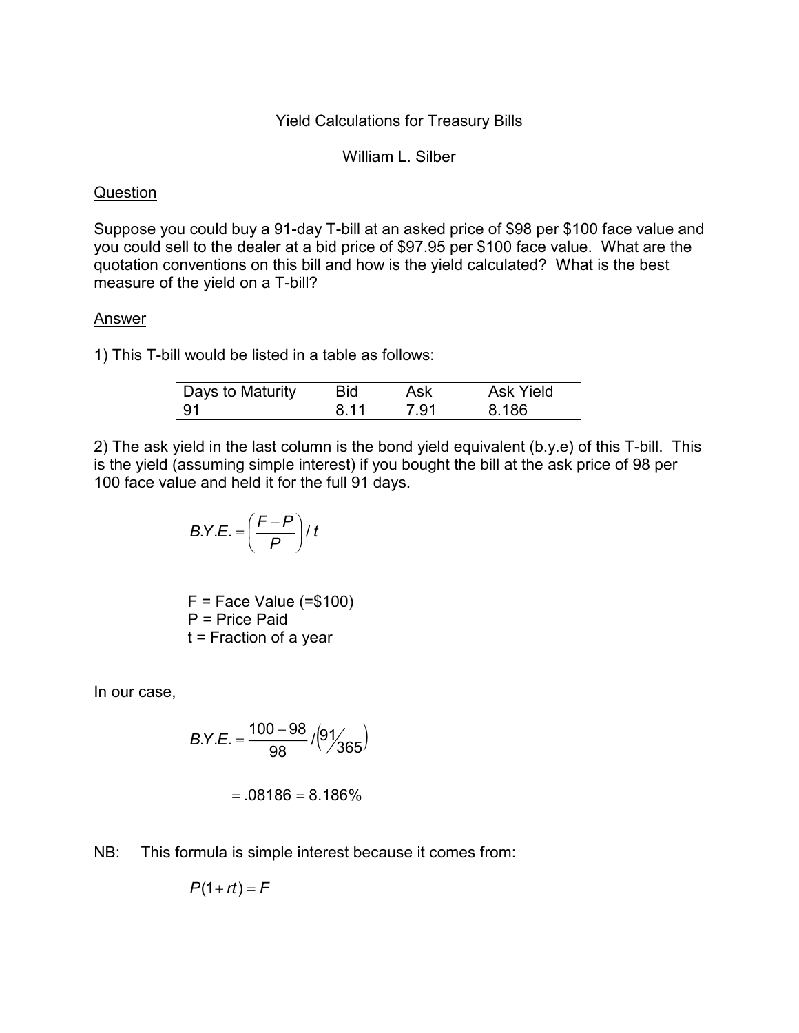# Yield Calculations for Treasury Bills

William L. Silber

## Question

Suppose you could buy a 91-day T-bill at an asked price of $98 per $100 face value and you could sell to the dealer at a bid price of $97.95 per $100 face value. What are the quotation conventions on this bill and how is the yield calculated? What is the best measure of the yield on a T-bill?

## Answer

1) This T-bill would be listed in a table as follows:

| Days to Maturity | Bid | Ask | Ask Yield |
|---|---|---|---|
| 91 | 8.11 | 7.91 | 8.186 |

2) The ask yield in the last column is the bond yield equivalent (b.y.e) of this T-bill. This is the yield (assuming simple interest) if you bought the bill at the ask price of 98 per 100 face value and held it for the full 91 days.

$$B.Y.E. = \left(\frac{F-P}{P}\right)/\,t$$

F = Face Value (=$100)
P = Price Paid
t = Fraction of a year

In our case,

$$B.Y.E. = \frac{100-98}{98}/\left(91/365\right)$$

$$= .08186 = 8.186\%$$

NB: This formula is simple interest because it comes from:

$$P(1+rt) = F$$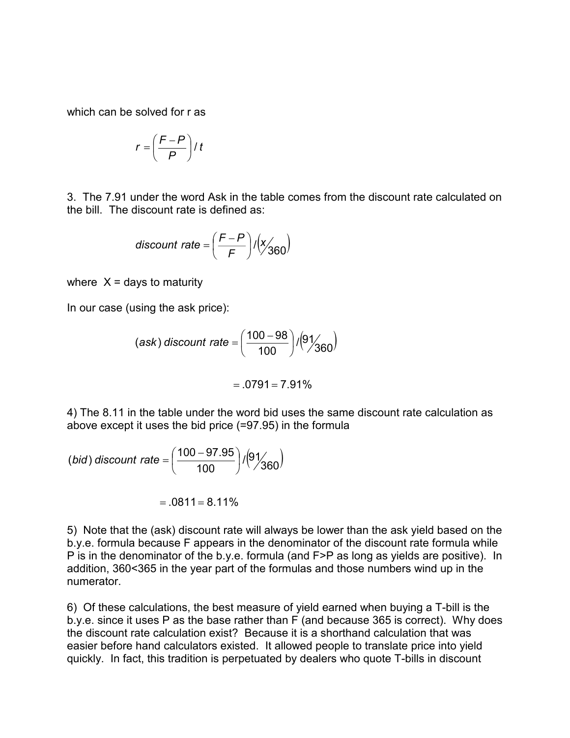which can be solved for r as

$$r = \left(\frac{F-P}{P}\right) / t$$

3. The 7.91 under the word Ask in the table comes from the discount rate calculated on the bill. The discount rate is defined as:

$$discount\ rate = \left(\frac{F-P}{F}\right) / \left(x/360\right)$$

where X = days to maturity

In our case (using the ask price):

$$(ask)\ discount\ rate = \left(\frac{100-98}{100}\right) / \left(91/360\right)$$

$$= .0791 = 7.91\%$$

4) The 8.11 in the table under the word bid uses the same discount rate calculation as above except it uses the bid price (=97.95) in the formula

$$(bid)\ discount\ rate = \left(\frac{100-97.95}{100}\right) / \left(91/360\right)$$

$$= .0811 = 8.11\%$$

5) Note that the (ask) discount rate will always be lower than the ask yield based on the b.y.e. formula because F appears in the denominator of the discount rate formula while P is in the denominator of the b.y.e. formula (and F>P as long as yields are positive). In addition, 360<365 in the year part of the formulas and those numbers wind up in the numerator.

6) Of these calculations, the best measure of yield earned when buying a T-bill is the b.y.e. since it uses P as the base rather than F (and because 365 is correct). Why does the discount rate calculation exist? Because it is a shorthand calculation that was easier before hand calculators existed. It allowed people to translate price into yield quickly. In fact, this tradition is perpetuated by dealers who quote T-bills in discount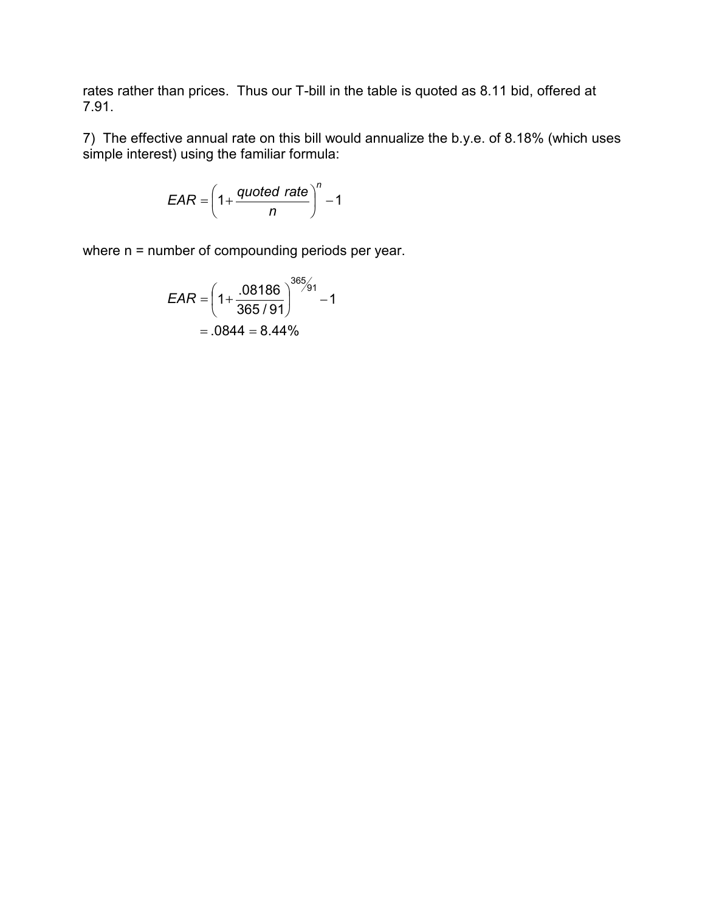rates rather than prices. Thus our T-bill in the table is quoted as 8.11 bid, offered at 7.91.

7) The effective annual rate on this bill would annualize the b.y.e. of 8.18% (which uses simple interest) using the familiar formula:

$$EAR = \left(1 + \frac{quoted\ rate}{n}\right)^{n} - 1$$

where n = number of compounding periods per year.

$$EAR = \left(1 + \frac{.08186}{365/91}\right)^{365/91} - 1$$

$$= .0844 = 8.44\%$$